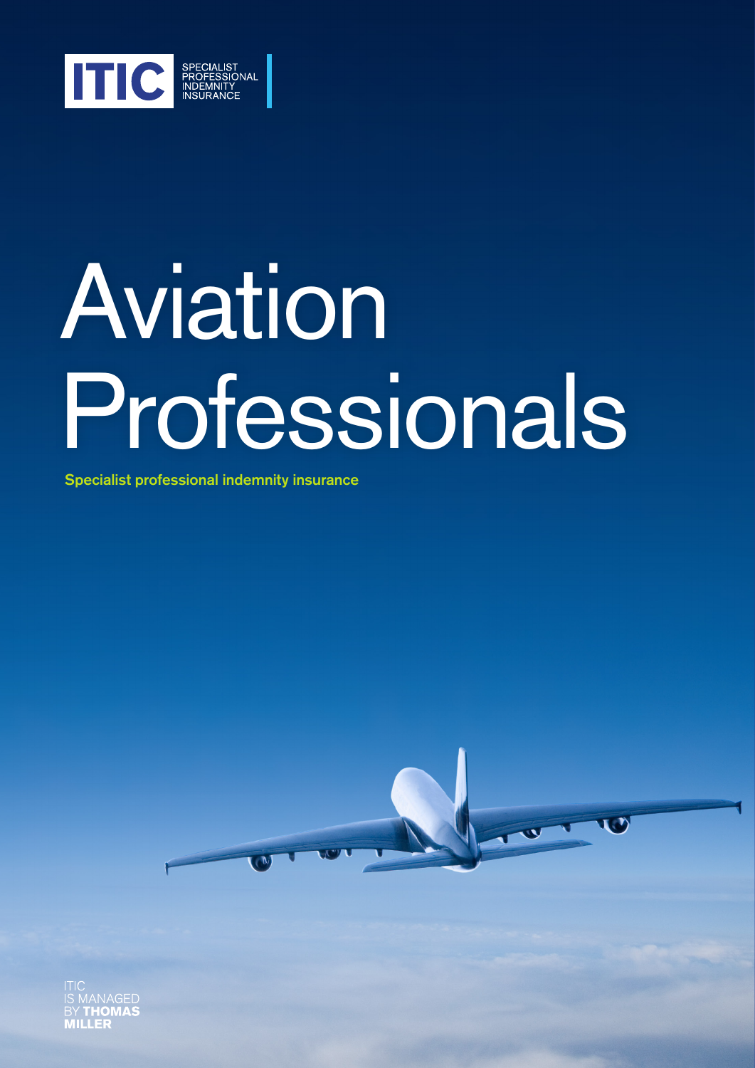ITIC SPECIALIST PROFESSIONAL INDEMNITY INSURANCE

# Aviation Professionals

**Specialist professional indemnity insurance**

ITIC IS MANAGED BY **THOMAS MILLER**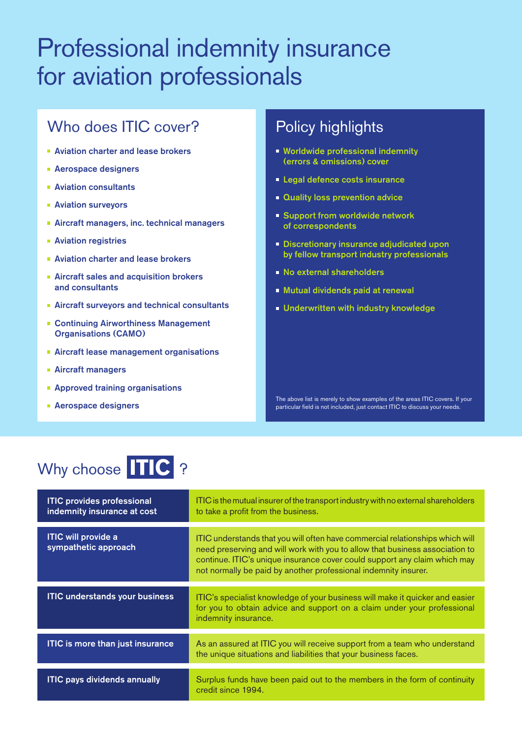# Professional indemnity insurance for aviation professionals

## Who does ITIC cover?

- Aviation charter and lease brokers
- Aerospace designers
- Aviation consultants
- Aviation surveyors
- Aircraft managers, inc. technical managers
- Aviation registries
- Aviation charter and lease brokers
- Aircraft sales and acquisition brokers and consultants
- Aircraft surveyors and technical consultants
- Continuing Airworthiness Management Organisations (CAMO)
- Aircraft lease management organisations
- Aircraft managers
- Approved training organisations
- Aerospace designers

## Policy highlights

- Worldwide professional indemnity (errors & omissions) cover
- Legal defence costs insurance
- Quality loss prevention advice
- Support from worldwide network of correspondents
- Discretionary insurance adjudicated upon by fellow transport industry professionals
- No external shareholders
- Mutual dividends paid at renewal
- Underwritten with industry knowledge

The above list is merely to show examples of the areas ITIC covers. If your particular field is not included, just contact ITIC to discuss your needs.

## Why choose ITIC ?

| | |
|---|---|
| **ITIC provides professional indemnity insurance at cost** | ITIC is the mutual insurer of the transport industry with no external shareholders to take a profit from the business. |
| **ITIC will provide a sympathetic approach** | ITIC understands that you will often have commercial relationships which will need preserving and will work with you to allow that business association to continue. ITIC's unique insurance cover could support any claim which may not normally be paid by another professional indemnity insurer. |
| **ITIC understands your business** | ITIC's specialist knowledge of your business will make it quicker and easier for you to obtain advice and support on a claim under your professional indemnity insurance. |
| **ITIC is more than just insurance** | As an assured at ITIC you will receive support from a team who understand the unique situations and liabilities that your business faces. |
| **ITIC pays dividends annually** | Surplus funds have been paid out to the members in the form of continuity credit since 1994. |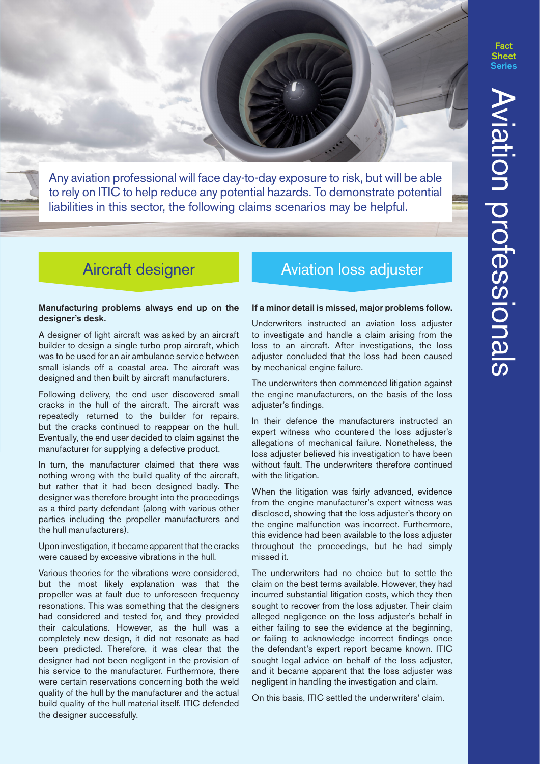# Aviation professionals

Fact Sheet Series

Any aviation professional will face day-to-day exposure to risk, but will be able to rely on ITIC to help reduce any potential hazards. To demonstrate potential liabilities in this sector, the following claims scenarios may be helpful.

## Aircraft designer

**Manufacturing problems always end up on the designer's desk.**

A designer of light aircraft was asked by an aircraft builder to design a single turbo prop aircraft, which was to be used for an air ambulance service between small islands off a coastal area. The aircraft was designed and then built by aircraft manufacturers.

Following delivery, the end user discovered small cracks in the hull of the aircraft. The aircraft was repeatedly returned to the builder for repairs, but the cracks continued to reappear on the hull. Eventually, the end user decided to claim against the manufacturer for supplying a defective product.

In turn, the manufacturer claimed that there was nothing wrong with the build quality of the aircraft, but rather that it had been designed badly. The designer was therefore brought into the proceedings as a third party defendant (along with various other parties including the propeller manufacturers and the hull manufacturers).

Upon investigation, it became apparent that the cracks were caused by excessive vibrations in the hull.

Various theories for the vibrations were considered, but the most likely explanation was that the propeller was at fault due to unforeseen frequency resonations. This was something that the designers had considered and tested for, and they provided their calculations. However, as the hull was a completely new design, it did not resonate as had been predicted. Therefore, it was clear that the designer had not been negligent in the provision of his service to the manufacturer. Furthermore, there were certain reservations concerning both the weld quality of the hull by the manufacturer and the actual build quality of the hull material itself. ITIC defended the designer successfully.

## Aviation loss adjuster

**If a minor detail is missed, major problems follow.**

Underwriters instructed an aviation loss adjuster to investigate and handle a claim arising from the loss to an aircraft. After investigations, the loss adjuster concluded that the loss had been caused by mechanical engine failure.

The underwriters then commenced litigation against the engine manufacturers, on the basis of the loss adjuster's findings.

In their defence the manufacturers instructed an expert witness who countered the loss adjuster's allegations of mechanical failure. Nonetheless, the loss adjuster believed his investigation to have been without fault. The underwriters therefore continued with the litigation.

When the litigation was fairly advanced, evidence from the engine manufacturer's expert witness was disclosed, showing that the loss adjuster's theory on the engine malfunction was incorrect. Furthermore, this evidence had been available to the loss adjuster throughout the proceedings, but he had simply missed it.

The underwriters had no choice but to settle the claim on the best terms available. However, they had incurred substantial litigation costs, which they then sought to recover from the loss adjuster. Their claim alleged negligence on the loss adjuster's behalf in either failing to see the evidence at the beginning, or failing to acknowledge incorrect findings once the defendant's expert report became known. ITIC sought legal advice on behalf of the loss adjuster, and it became apparent that the loss adjuster was negligent in handling the investigation and claim.

On this basis, ITIC settled the underwriters' claim.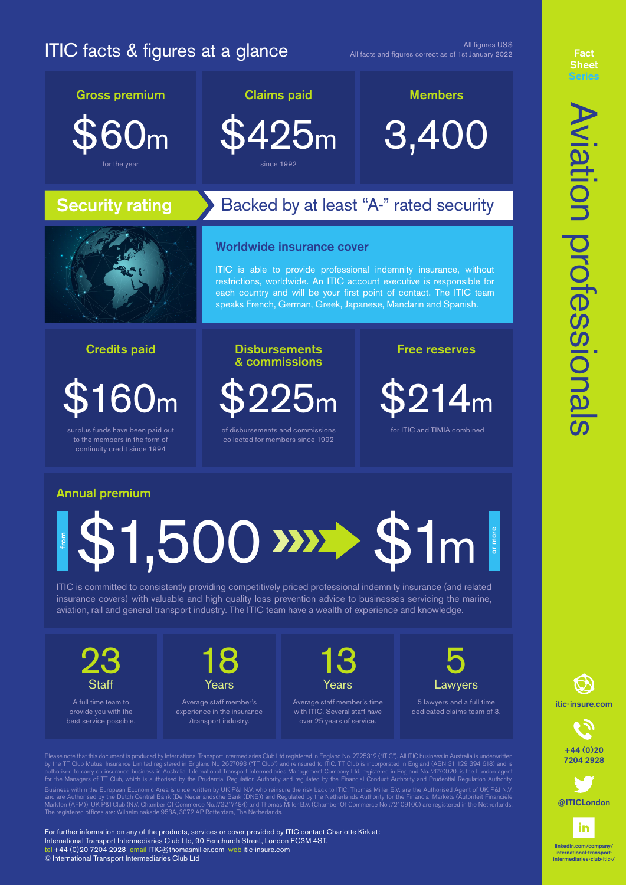# ITIC facts & figures at a glance

All figures US$
All facts and figures correct as of 1st January 2022

Fact Sheet Series

**Aviation professionals**

### Gross premium

$60m

for the year

### Claims paid

$425m

since 1992

### Members

3,400

## Security rating

Backed by at least "A-" rated security

### Worldwide insurance cover

ITIC is able to provide professional indemnity insurance, without restrictions, worldwide. An ITIC account executive is responsible for each country and will be your first point of contact. The ITIC team speaks French, German, Greek, Japanese, Mandarin and Spanish.

### Credits paid

$160m

surplus funds have been paid out to the members in the form of continuity credit since 1994

### Disbursements & commissions

$225m

of disbursements and commissions collected for members since 1992

### Free reserves

$214m

for ITIC and TIMIA combined

### Annual premium

from $1,500 → $1m or more

ITIC is committed to consistently providing competitively priced professional indemnity insurance (and related insurance covers) with valuable and high quality loss prevention advice to businesses servicing the marine, aviation, rail and general transport industry. The ITIC team have a wealth of experience and knowledge.

**23** Staff

A full time team to provide you with the best service possible.

**18** Years

Average staff member's experience in the insurance /transport industry.

**13** Years

Average staff member's time with ITIC. Several staff have over 25 years of service.

**5** Lawyers

5 lawyers and a full time dedicated claims team of 3.

Please note that this document is produced by International Transport Intermediaries Club Ltd registered in England No. 2725312 ("ITIC"). All ITIC business in Australia is underwritten by the TT Club Mutual Insurance Limited registered in England No 2657093 ("TT Club") and reinsured to ITIC. TT Club is incorporated in England (ABN 31 129 394 618) and is authorised to carry on insurance business in Australia. International Transport Intermediaries Management Company Ltd, registered in England No. 2670020, is the London agent for the Managers of TT Club, which is authorised by the Prudential Regulation Authority and regulated by the Financial Conduct Authority and Prudential Regulation Authority.

Business within the European Economic Area is underwritten by UK P&I N.V. who reinsure the risk back to ITIC. Thomas Miller B.V. are the Authorised Agent of UK P&I N.V. and are Authorised by the Dutch Central Bank (De Nederlandsche Bank (DNB)) and Regulated by the Netherlands Authority for the Financial Markets (Autoriteit Financiële Markten (AFM)). UK P&I Club (N.V. Chamber Of Commerce No.:73217484) and Thomas Miller B.V. (Chamber Of Commerce No.:72109106) are registered in the Netherlands. The registered offices are: Wilhelminakade 953A, 3072 AP Rotterdam, The Netherlands.

For further information on any of the products, services or cover provided by ITIC contact Charlotte Kirk at:
International Transport Intermediaries Club Ltd, 90 Fenchurch Street, London EC3M 4ST.
tel +44 (0)20 7204 2928 email ITIC@thomasmiller.com web itic-insure.com
© International Transport Intermediaries Club Ltd

itic-insure.com

+44 (0)20 7204 2928

@ITICLondon

linkedin.com/company/international-transport-intermediaries-club-itic-/